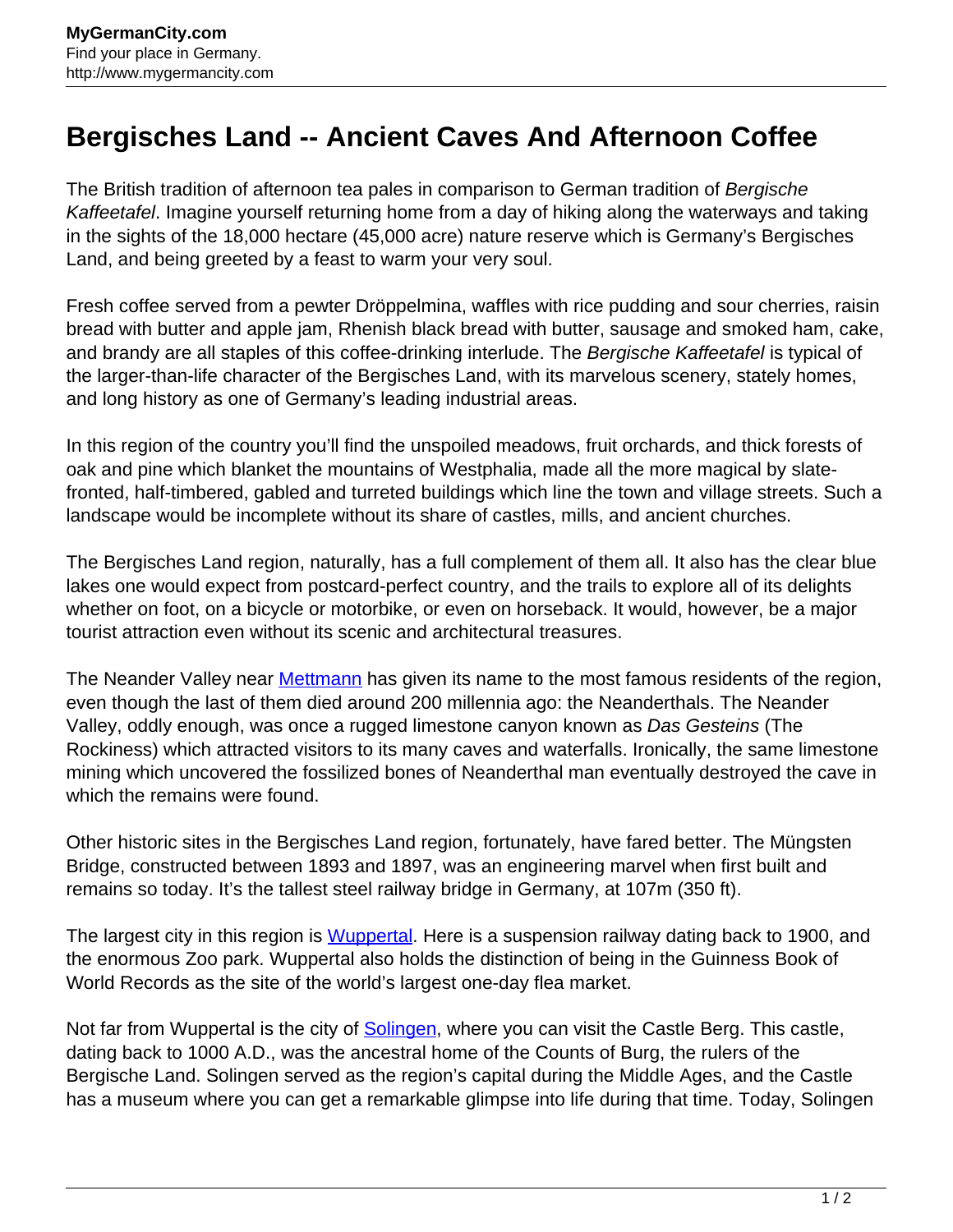# Bergisches Land -- Ancient Caves And Afternoon Coffee

The British tradition of afternoon tea pales in comparison to German tradition of *Bergische Kaffeetafel*. Imagine yourself returning home from a day of hiking along the waterways and taking in the sights of the 18,000 hectare (45,000 acre) nature reserve which is Germany's Bergisches Land, and being greeted by a feast to warm your very soul.

Fresh coffee served from a pewter Dröppelmina, waffles with rice pudding and sour cherries, raisin bread with butter and apple jam, Rhenish black bread with butter, sausage and smoked ham, cake, and brandy are all staples of this coffee-drinking interlude. The *Bergische Kaffeetafel* is typical of the larger-than-life character of the Bergisches Land, with its marvelous scenery, stately homes, and long history as one of Germany's leading industrial areas.

In this region of the country you'll find the unspoiled meadows, fruit orchards, and thick forests of oak and pine which blanket the mountains of Westphalia, made all the more magical by slate-fronted, half-timbered, gabled and turreted buildings which line the town and village streets. Such a landscape would be incomplete without its share of castles, mills, and ancient churches.

The Bergisches Land region, naturally, has a full complement of them all. It also has the clear blue lakes one would expect from postcard-perfect country, and the trails to explore all of its delights whether on foot, on a bicycle or motorbike, or even on horseback. It would, however, be a major tourist attraction even without its scenic and architectural treasures.

The Neander Valley near Mettmann has given its name to the most famous residents of the region, even though the last of them died around 200 millennia ago: the Neanderthals. The Neander Valley, oddly enough, was once a rugged limestone canyon known as *Das Gesteins* (The Rockiness) which attracted visitors to its many caves and waterfalls. Ironically, the same limestone mining which uncovered the fossilized bones of Neanderthal man eventually destroyed the cave in which the remains were found.

Other historic sites in the Bergisches Land region, fortunately, have fared better. The Müngsten Bridge, constructed between 1893 and 1897, was an engineering marvel when first built and remains so today. It's the tallest steel railway bridge in Germany, at 107m (350 ft).

The largest city in this region is Wuppertal. Here is a suspension railway dating back to 1900, and the enormous Zoo park. Wuppertal also holds the distinction of being in the Guinness Book of World Records as the site of the world's largest one-day flea market.

Not far from Wuppertal is the city of Solingen, where you can visit the Castle Berg. This castle, dating back to 1000 A.D., was the ancestral home of the Counts of Burg, the rulers of the Bergische Land. Solingen served as the region's capital during the Middle Ages, and the Castle has a museum where you can get a remarkable glimpse into life during that time. Today, Solingen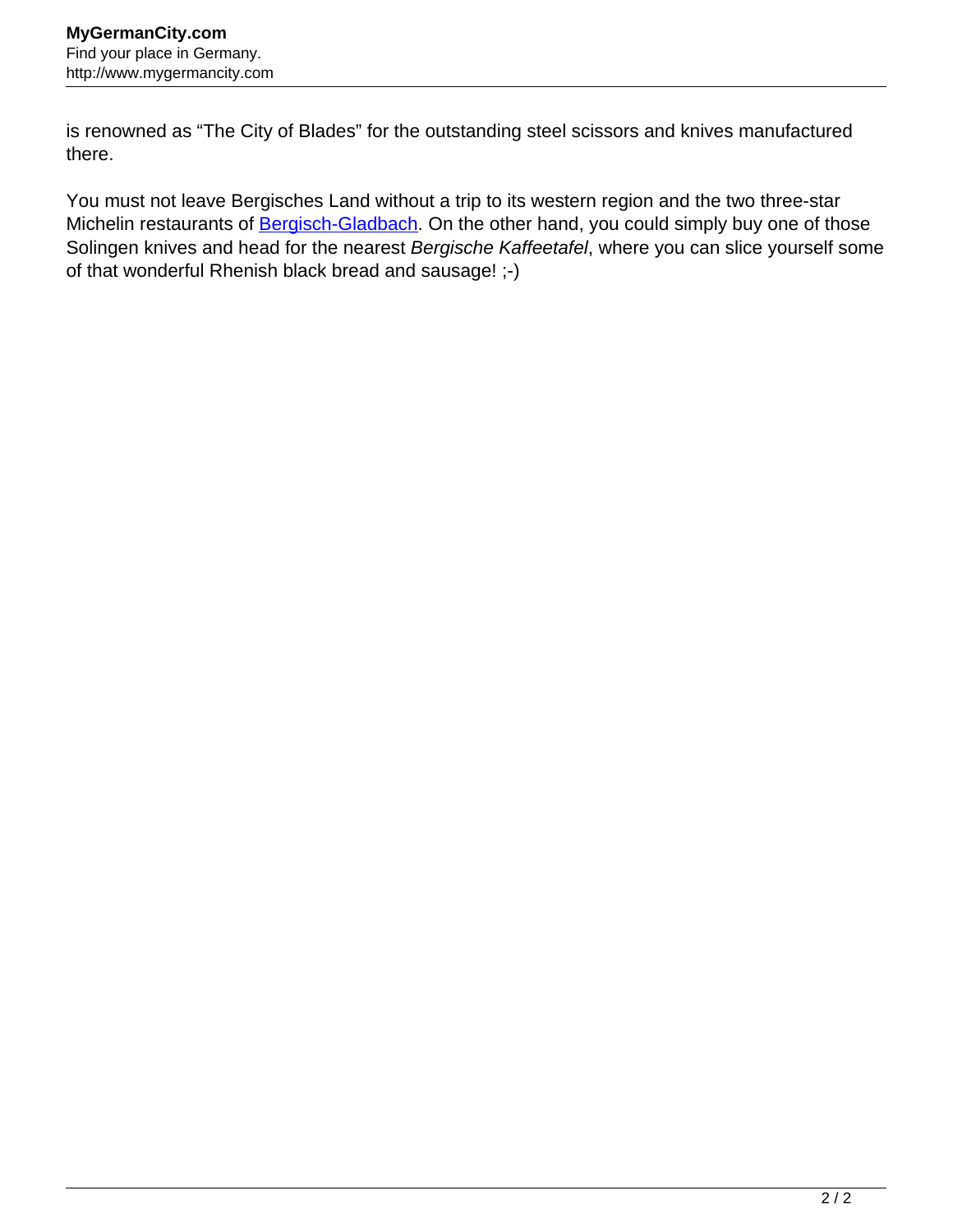is renowned as “The City of Blades” for the outstanding steel scissors and knives manufactured there.

You must not leave Bergisches Land without a trip to its western region and the two three-star Michelin restaurants of Bergisch-Gladbach. On the other hand, you could simply buy one of those Solingen knives and head for the nearest *Bergische Kaffeetafel*, where you can slice yourself some of that wonderful Rhenish black bread and sausage! ;-)